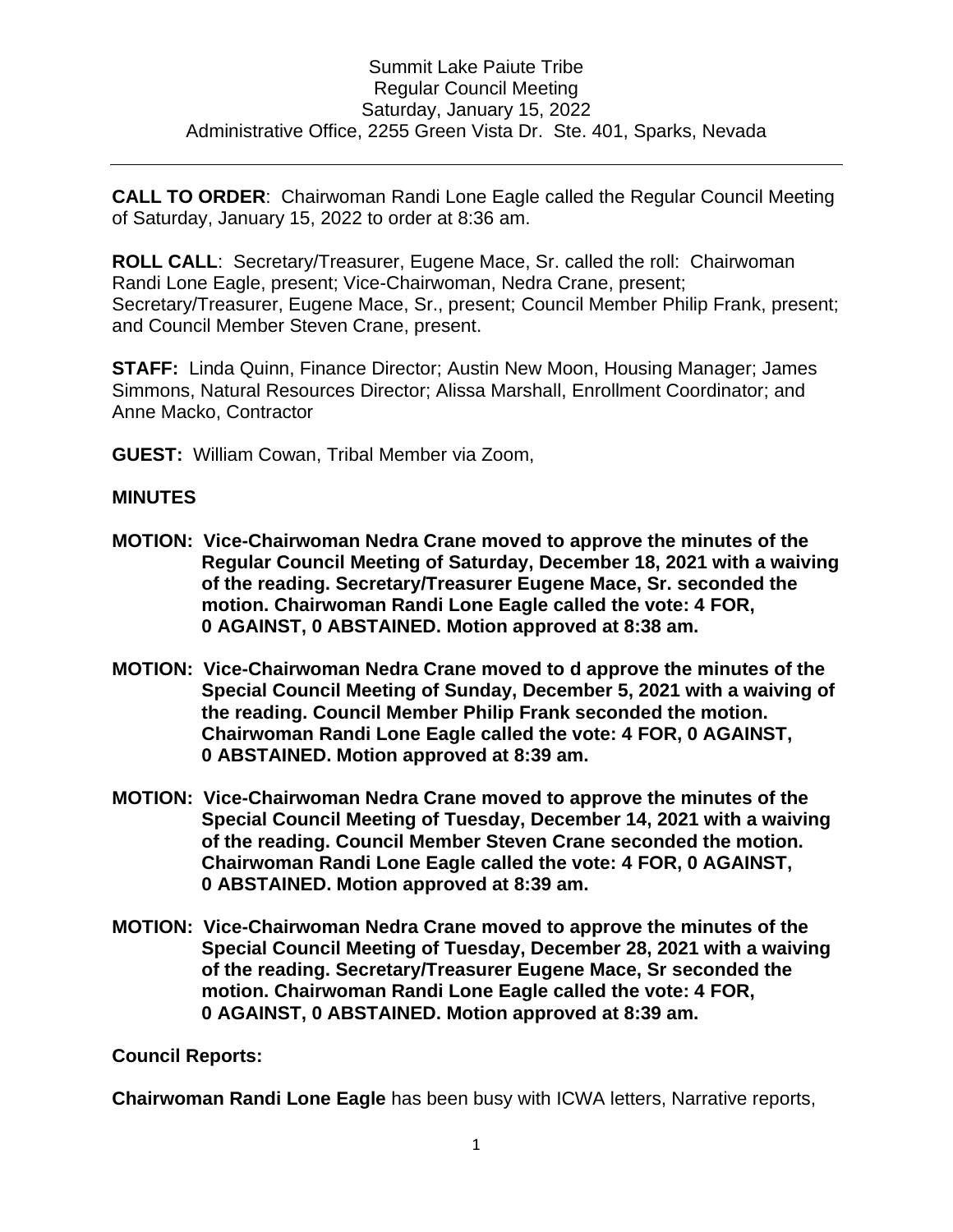Summit Lake Paiute Tribe
Regular Council Meeting
Saturday, January 15, 2022
Administrative Office, 2255 Green Vista Dr. Ste. 401, Sparks, Nevada

---

**CALL TO ORDER**: Chairwoman Randi Lone Eagle called the Regular Council Meeting of Saturday, January 15, 2022 to order at 8:36 am.

**ROLL CALL**: Secretary/Treasurer, Eugene Mace, Sr. called the roll: Chairwoman Randi Lone Eagle, present; Vice-Chairwoman, Nedra Crane, present; Secretary/Treasurer, Eugene Mace, Sr., present; Council Member Philip Frank, present; and Council Member Steven Crane, present.

**STAFF:** Linda Quinn, Finance Director; Austin New Moon, Housing Manager; James Simmons, Natural Resources Director; Alissa Marshall, Enrollment Coordinator; and Anne Macko, Contractor

**GUEST:** William Cowan, Tribal Member via Zoom,

**MINUTES**

- **MOTION: Vice-Chairwoman Nedra Crane moved to approve the minutes of the Regular Council Meeting of Saturday, December 18, 2021 with a waiving of the reading. Secretary/Treasurer Eugene Mace, Sr. seconded the motion. Chairwoman Randi Lone Eagle called the vote: 4 FOR, 0 AGAINST, 0 ABSTAINED. Motion approved at 8:38 am.**

- **MOTION: Vice-Chairwoman Nedra Crane moved to d approve the minutes of the Special Council Meeting of Sunday, December 5, 2021 with a waiving of the reading. Council Member Philip Frank seconded the motion. Chairwoman Randi Lone Eagle called the vote: 4 FOR, 0 AGAINST, 0 ABSTAINED. Motion approved at 8:39 am.**

- **MOTION: Vice-Chairwoman Nedra Crane moved to approve the minutes of the Special Council Meeting of Tuesday, December 14, 2021 with a waiving of the reading. Council Member Steven Crane seconded the motion. Chairwoman Randi Lone Eagle called the vote: 4 FOR, 0 AGAINST, 0 ABSTAINED. Motion approved at 8:39 am.**

- **MOTION: Vice-Chairwoman Nedra Crane moved to approve the minutes of the Special Council Meeting of Tuesday, December 28, 2021 with a waiving of the reading. Secretary/Treasurer Eugene Mace, Sr seconded the motion. Chairwoman Randi Lone Eagle called the vote: 4 FOR, 0 AGAINST, 0 ABSTAINED. Motion approved at 8:39 am.**

**Council Reports:**

**Chairwoman Randi Lone Eagle** has been busy with ICWA letters, Narrative reports,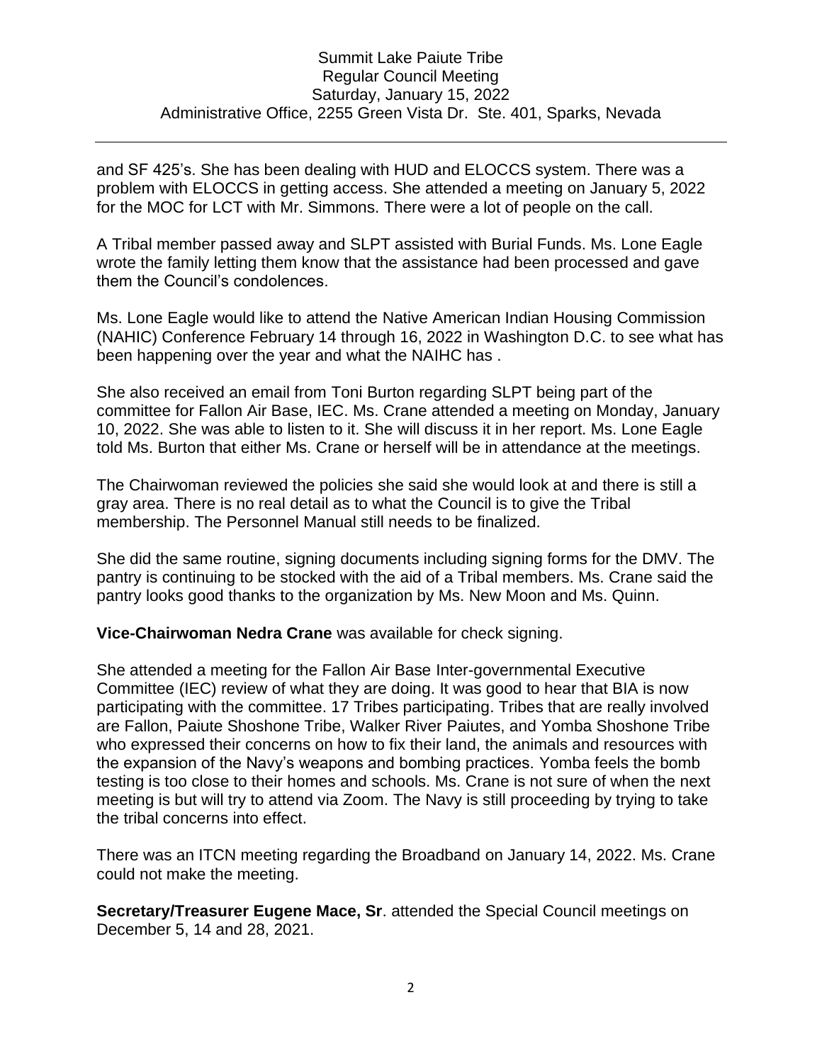and SF 425's. She has been dealing with HUD and ELOCCS system. There was a problem with ELOCCS in getting access. She attended a meeting on January 5, 2022 for the MOC for LCT with Mr. Simmons. There were a lot of people on the call.

A Tribal member passed away and SLPT assisted with Burial Funds. Ms. Lone Eagle wrote the family letting them know that the assistance had been processed and gave them the Council's condolences.

Ms. Lone Eagle would like to attend the Native American Indian Housing Commission (NAHIC) Conference February 14 through 16, 2022 in Washington D.C. to see what has been happening over the year and what the NAIHC has .

She also received an email from Toni Burton regarding SLPT being part of the committee for Fallon Air Base, IEC. Ms. Crane attended a meeting on Monday, January 10, 2022. She was able to listen to it. She will discuss it in her report. Ms. Lone Eagle told Ms. Burton that either Ms. Crane or herself will be in attendance at the meetings.

The Chairwoman reviewed the policies she said she would look at and there is still a gray area. There is no real detail as to what the Council is to give the Tribal membership. The Personnel Manual still needs to be finalized.

She did the same routine, signing documents including signing forms for the DMV. The pantry is continuing to be stocked with the aid of a Tribal members. Ms. Crane said the pantry looks good thanks to the organization by Ms. New Moon and Ms. Quinn.

**Vice-Chairwoman Nedra Crane** was available for check signing.

She attended a meeting for the Fallon Air Base Inter-governmental Executive Committee (IEC) review of what they are doing. It was good to hear that BIA is now participating with the committee. 17 Tribes participating. Tribes that are really involved are Fallon, Paiute Shoshone Tribe, Walker River Paiutes, and Yomba Shoshone Tribe who expressed their concerns on how to fix their land, the animals and resources with the expansion of the Navy's weapons and bombing practices. Yomba feels the bomb testing is too close to their homes and schools. Ms. Crane is not sure of when the next meeting is but will try to attend via Zoom. The Navy is still proceeding by trying to take the tribal concerns into effect.

There was an ITCN meeting regarding the Broadband on January 14, 2022. Ms. Crane could not make the meeting.

**Secretary/Treasurer Eugene Mace, Sr**. attended the Special Council meetings on December 5, 14 and 28, 2021.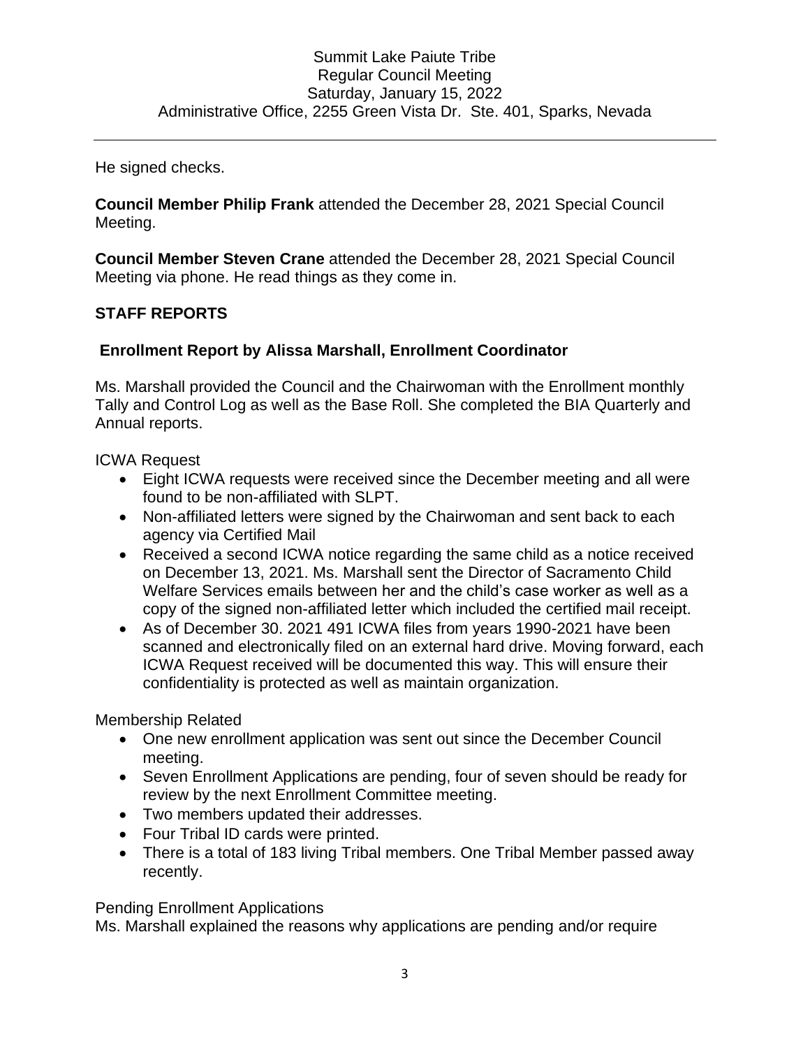He signed checks.

**Council Member Philip Frank** attended the December 28, 2021 Special Council Meeting.

**Council Member Steven Crane** attended the December 28, 2021 Special Council Meeting via phone. He read things as they come in.

## STAFF REPORTS

### Enrollment Report by Alissa Marshall, Enrollment Coordinator

Ms. Marshall provided the Council and the Chairwoman with the Enrollment monthly Tally and Control Log as well as the Base Roll. She completed the BIA Quarterly and Annual reports.

ICWA Request

- Eight ICWA requests were received since the December meeting and all were found to be non-affiliated with SLPT.
- Non-affiliated letters were signed by the Chairwoman and sent back to each agency via Certified Mail
- Received a second ICWA notice regarding the same child as a notice received on December 13, 2021. Ms. Marshall sent the Director of Sacramento Child Welfare Services emails between her and the child's case worker as well as a copy of the signed non-affiliated letter which included the certified mail receipt.
- As of December 30. 2021 491 ICWA files from years 1990-2021 have been scanned and electronically filed on an external hard drive. Moving forward, each ICWA Request received will be documented this way. This will ensure their confidentiality is protected as well as maintain organization.

Membership Related

- One new enrollment application was sent out since the December Council meeting.
- Seven Enrollment Applications are pending, four of seven should be ready for review by the next Enrollment Committee meeting.
- Two members updated their addresses.
- Four Tribal ID cards were printed.
- There is a total of 183 living Tribal members. One Tribal Member passed away recently.

Pending Enrollment Applications

Ms. Marshall explained the reasons why applications are pending and/or require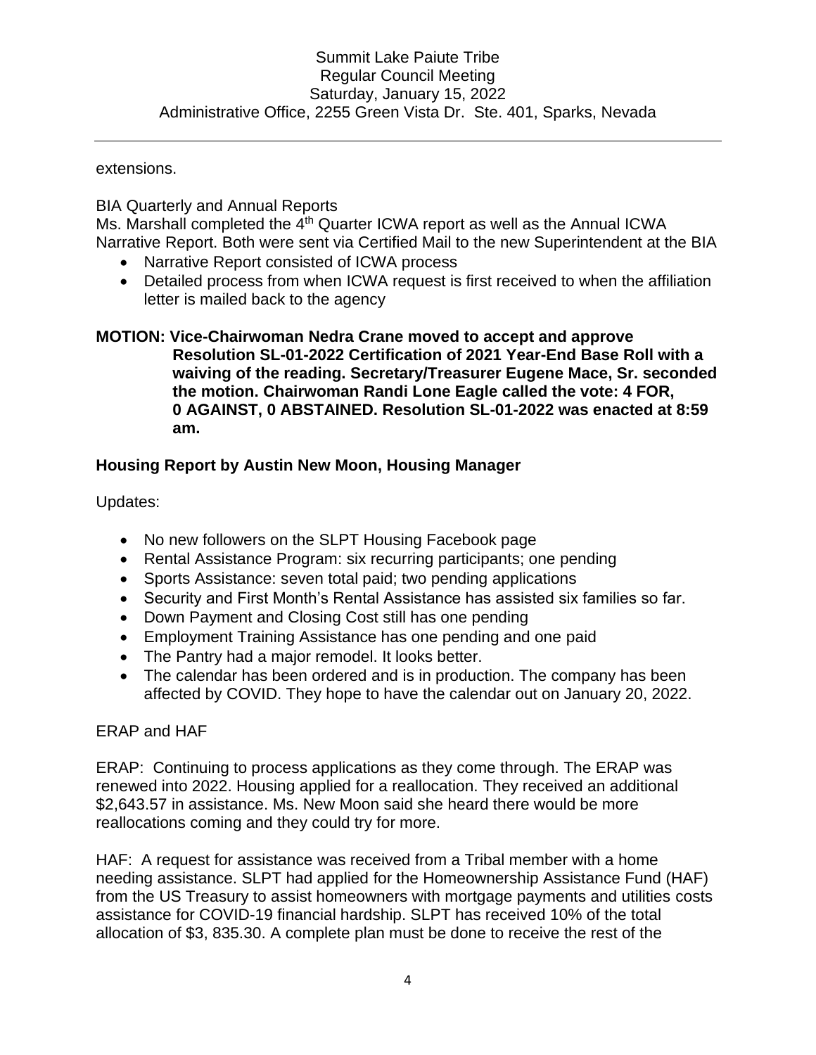extensions.

BIA Quarterly and Annual Reports
Ms. Marshall completed the 4th Quarter ICWA report as well as the Annual ICWA Narrative Report. Both were sent via Certified Mail to the new Superintendent at the BIA

- Narrative Report consisted of ICWA process
- Detailed process from when ICWA request is first received to when the affiliation letter is mailed back to the agency

**MOTION: Vice-Chairwoman Nedra Crane moved to accept and approve Resolution SL-01-2022 Certification of 2021 Year-End Base Roll with a waiving of the reading. Secretary/Treasurer Eugene Mace, Sr. seconded the motion. Chairwoman Randi Lone Eagle called the vote: 4 FOR, 0 AGAINST, 0 ABSTAINED. Resolution SL-01-2022 was enacted at 8:59 am.**

## Housing Report by Austin New Moon, Housing Manager

Updates:

- No new followers on the SLPT Housing Facebook page
- Rental Assistance Program: six recurring participants; one pending
- Sports Assistance: seven total paid; two pending applications
- Security and First Month's Rental Assistance has assisted six families so far.
- Down Payment and Closing Cost still has one pending
- Employment Training Assistance has one pending and one paid
- The Pantry had a major remodel. It looks better.
- The calendar has been ordered and is in production. The company has been affected by COVID. They hope to have the calendar out on January 20, 2022.

ERAP and HAF

ERAP: Continuing to process applications as they come through. The ERAP was renewed into 2022. Housing applied for a reallocation. They received an additional $2,643.57 in assistance. Ms. New Moon said she heard there would be more reallocations coming and they could try for more.

HAF: A request for assistance was received from a Tribal member with a home needing assistance. SLPT had applied for the Homeownership Assistance Fund (HAF) from the US Treasury to assist homeowners with mortgage payments and utilities costs assistance for COVID-19 financial hardship. SLPT has received 10% of the total allocation of $3, 835.30. A complete plan must be done to receive the rest of the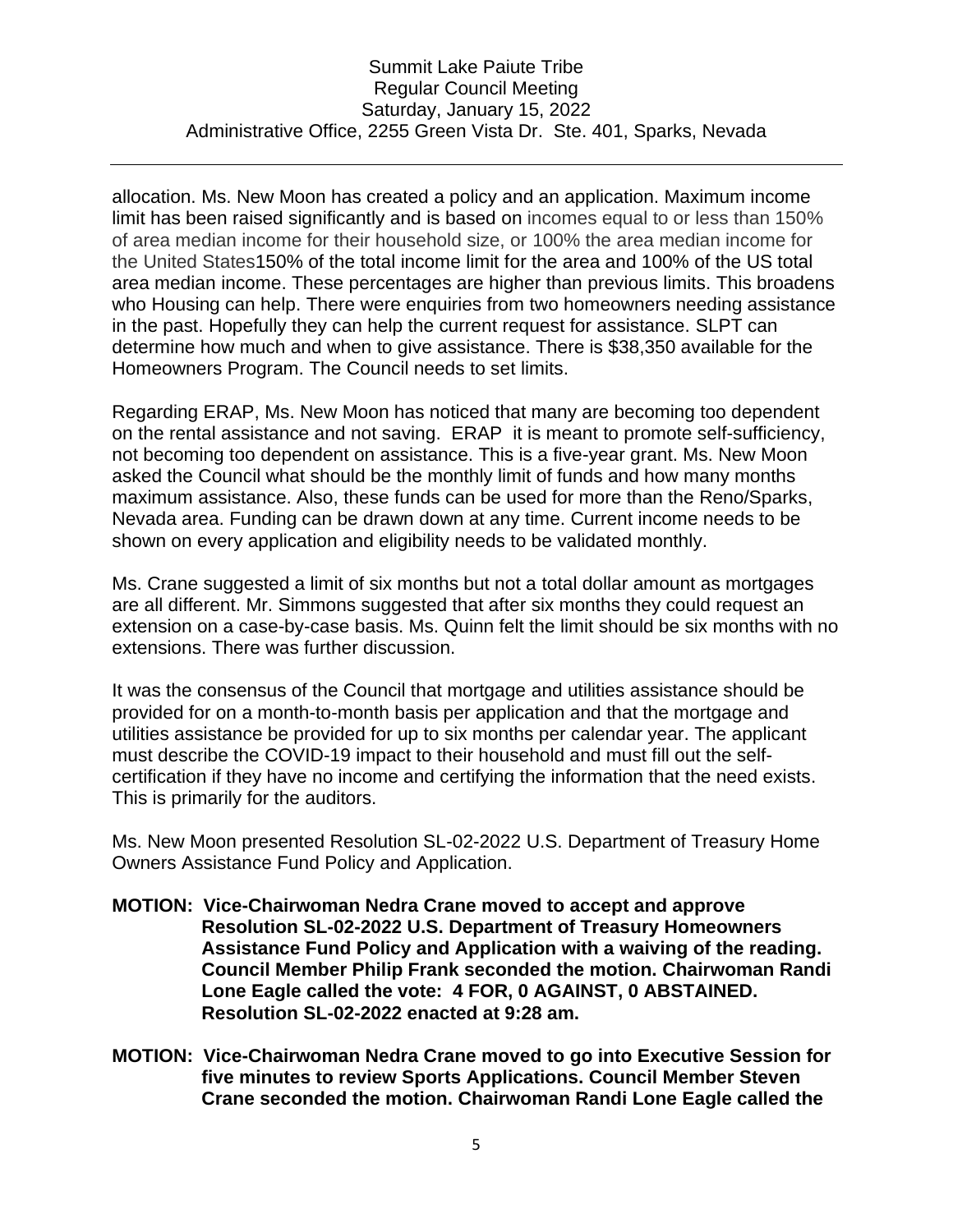allocation. Ms. New Moon has created a policy and an application. Maximum income limit has been raised significantly and is based on incomes equal to or less than 150% of area median income for their household size, or 100% the area median income for the United States150% of the total income limit for the area and 100% of the US total area median income. These percentages are higher than previous limits. This broadens who Housing can help. There were enquiries from two homeowners needing assistance in the past. Hopefully they can help the current request for assistance. SLPT can determine how much and when to give assistance. There is $38,350 available for the Homeowners Program. The Council needs to set limits.

Regarding ERAP, Ms. New Moon has noticed that many are becoming too dependent on the rental assistance and not saving. ERAP it is meant to promote self-sufficiency, not becoming too dependent on assistance. This is a five-year grant. Ms. New Moon asked the Council what should be the monthly limit of funds and how many months maximum assistance. Also, these funds can be used for more than the Reno/Sparks, Nevada area. Funding can be drawn down at any time. Current income needs to be shown on every application and eligibility needs to be validated monthly.

Ms. Crane suggested a limit of six months but not a total dollar amount as mortgages are all different. Mr. Simmons suggested that after six months they could request an extension on a case-by-case basis. Ms. Quinn felt the limit should be six months with no extensions. There was further discussion.

It was the consensus of the Council that mortgage and utilities assistance should be provided for on a month-to-month basis per application and that the mortgage and utilities assistance be provided for up to six months per calendar year. The applicant must describe the COVID-19 impact to their household and must fill out the self-certification if they have no income and certifying the information that the need exists. This is primarily for the auditors.

Ms. New Moon presented Resolution SL-02-2022 U.S. Department of Treasury Home Owners Assistance Fund Policy and Application.

**MOTION: Vice-Chairwoman Nedra Crane moved to accept and approve Resolution SL-02-2022 U.S. Department of Treasury Homeowners Assistance Fund Policy and Application with a waiving of the reading. Council Member Philip Frank seconded the motion. Chairwoman Randi Lone Eagle called the vote: 4 FOR, 0 AGAINST, 0 ABSTAINED. Resolution SL-02-2022 enacted at 9:28 am.**

**MOTION: Vice-Chairwoman Nedra Crane moved to go into Executive Session for five minutes to review Sports Applications. Council Member Steven Crane seconded the motion. Chairwoman Randi Lone Eagle called the**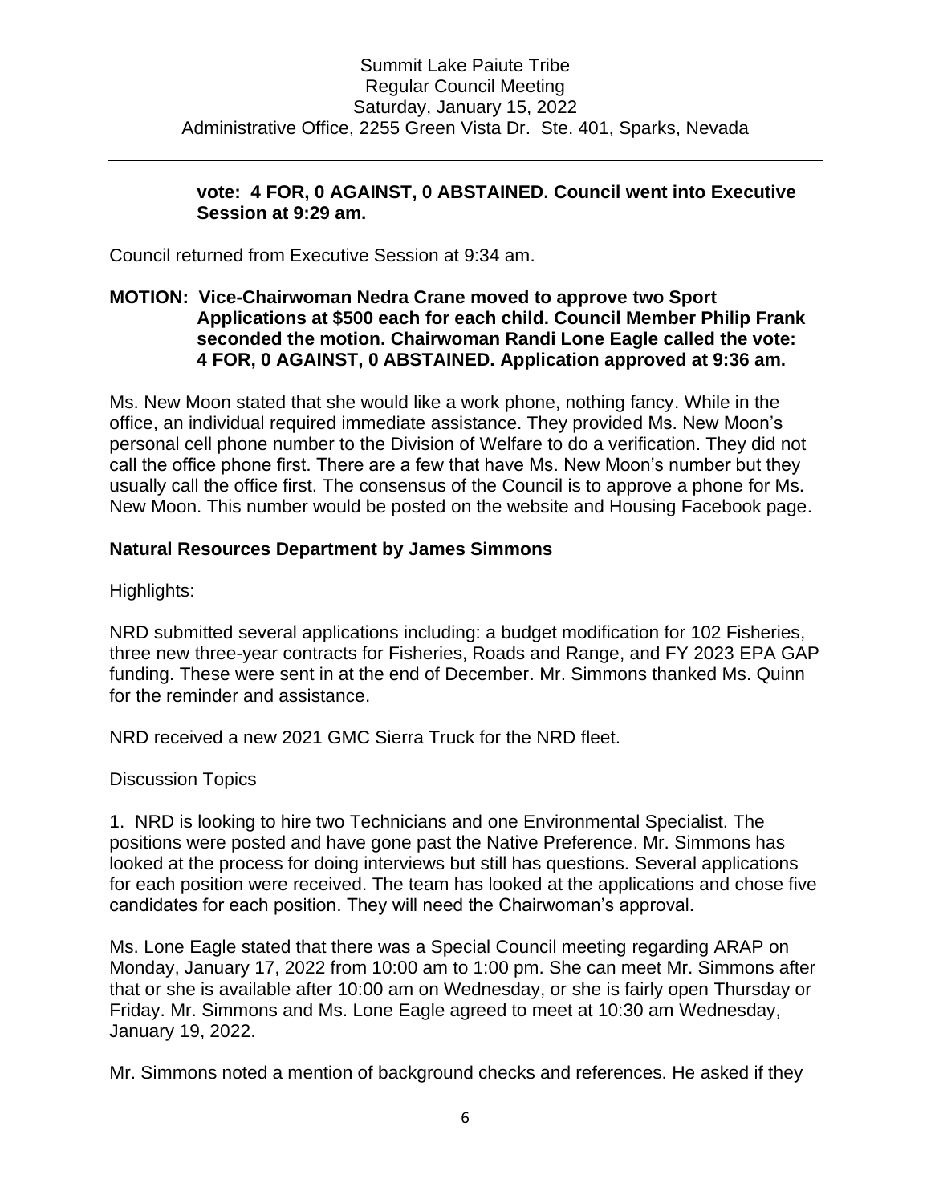**vote: 4 FOR, 0 AGAINST, 0 ABSTAINED. Council went into Executive Session at 9:29 am.**

Council returned from Executive Session at 9:34 am.

**MOTION: Vice-Chairwoman Nedra Crane moved to approve two Sport Applications at $500 each for each child. Council Member Philip Frank seconded the motion. Chairwoman Randi Lone Eagle called the vote: 4 FOR, 0 AGAINST, 0 ABSTAINED. Application approved at 9:36 am.**

Ms. New Moon stated that she would like a work phone, nothing fancy. While in the office, an individual required immediate assistance. They provided Ms. New Moon's personal cell phone number to the Division of Welfare to do a verification. They did not call the office phone first. There are a few that have Ms. New Moon's number but they usually call the office first. The consensus of the Council is to approve a phone for Ms. New Moon. This number would be posted on the website and Housing Facebook page.

## Natural Resources Department by James Simmons

Highlights:

NRD submitted several applications including: a budget modification for 102 Fisheries, three new three-year contracts for Fisheries, Roads and Range, and FY 2023 EPA GAP funding. These were sent in at the end of December. Mr. Simmons thanked Ms. Quinn for the reminder and assistance.

NRD received a new 2021 GMC Sierra Truck for the NRD fleet.

Discussion Topics

1. NRD is looking to hire two Technicians and one Environmental Specialist. The positions were posted and have gone past the Native Preference. Mr. Simmons has looked at the process for doing interviews but still has questions. Several applications for each position were received. The team has looked at the applications and chose five candidates for each position. They will need the Chairwoman's approval.

Ms. Lone Eagle stated that there was a Special Council meeting regarding ARAP on Monday, January 17, 2022 from 10:00 am to 1:00 pm. She can meet Mr. Simmons after that or she is available after 10:00 am on Wednesday, or she is fairly open Thursday or Friday. Mr. Simmons and Ms. Lone Eagle agreed to meet at 10:30 am Wednesday, January 19, 2022.

Mr. Simmons noted a mention of background checks and references. He asked if they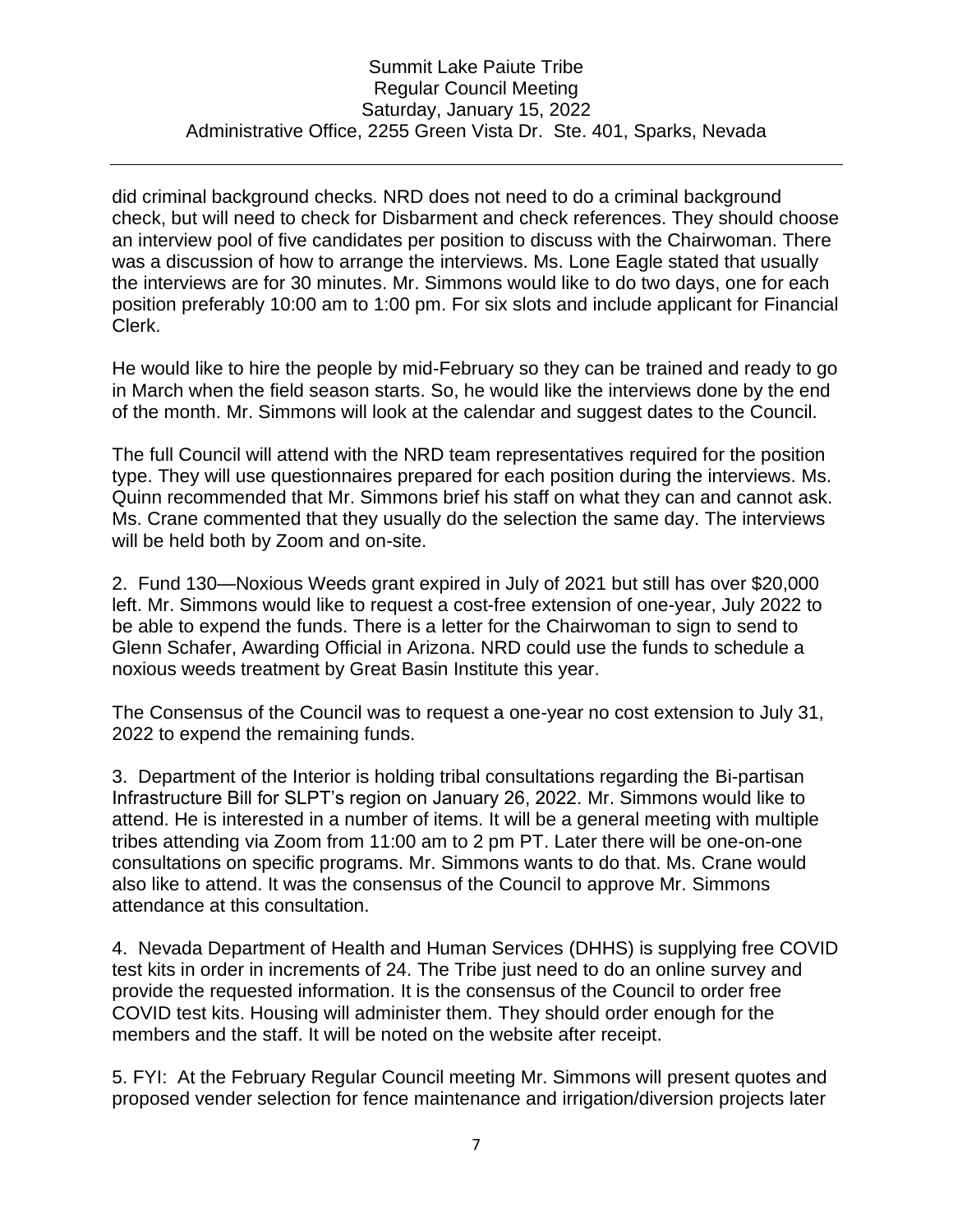did criminal background checks. NRD does not need to do a criminal background check, but will need to check for Disbarment and check references. They should choose an interview pool of five candidates per position to discuss with the Chairwoman. There was a discussion of how to arrange the interviews. Ms. Lone Eagle stated that usually the interviews are for 30 minutes. Mr. Simmons would like to do two days, one for each position preferably 10:00 am to 1:00 pm. For six slots and include applicant for Financial Clerk.

He would like to hire the people by mid-February so they can be trained and ready to go in March when the field season starts. So, he would like the interviews done by the end of the month. Mr. Simmons will look at the calendar and suggest dates to the Council.

The full Council will attend with the NRD team representatives required for the position type. They will use questionnaires prepared for each position during the interviews. Ms. Quinn recommended that Mr. Simmons brief his staff on what they can and cannot ask. Ms. Crane commented that they usually do the selection the same day. The interviews will be held both by Zoom and on-site.

2. Fund 130—Noxious Weeds grant expired in July of 2021 but still has over $20,000 left. Mr. Simmons would like to request a cost-free extension of one-year, July 2022 to be able to expend the funds. There is a letter for the Chairwoman to sign to send to Glenn Schafer, Awarding Official in Arizona. NRD could use the funds to schedule a noxious weeds treatment by Great Basin Institute this year.

The Consensus of the Council was to request a one-year no cost extension to July 31, 2022 to expend the remaining funds.

3. Department of the Interior is holding tribal consultations regarding the Bi-partisan Infrastructure Bill for SLPT's region on January 26, 2022. Mr. Simmons would like to attend. He is interested in a number of items. It will be a general meeting with multiple tribes attending via Zoom from 11:00 am to 2 pm PT. Later there will be one-on-one consultations on specific programs. Mr. Simmons wants to do that. Ms. Crane would also like to attend. It was the consensus of the Council to approve Mr. Simmons attendance at this consultation.

4. Nevada Department of Health and Human Services (DHHS) is supplying free COVID test kits in order in increments of 24. The Tribe just need to do an online survey and provide the requested information. It is the consensus of the Council to order free COVID test kits. Housing will administer them. They should order enough for the members and the staff. It will be noted on the website after receipt.

5. FYI: At the February Regular Council meeting Mr. Simmons will present quotes and proposed vender selection for fence maintenance and irrigation/diversion projects later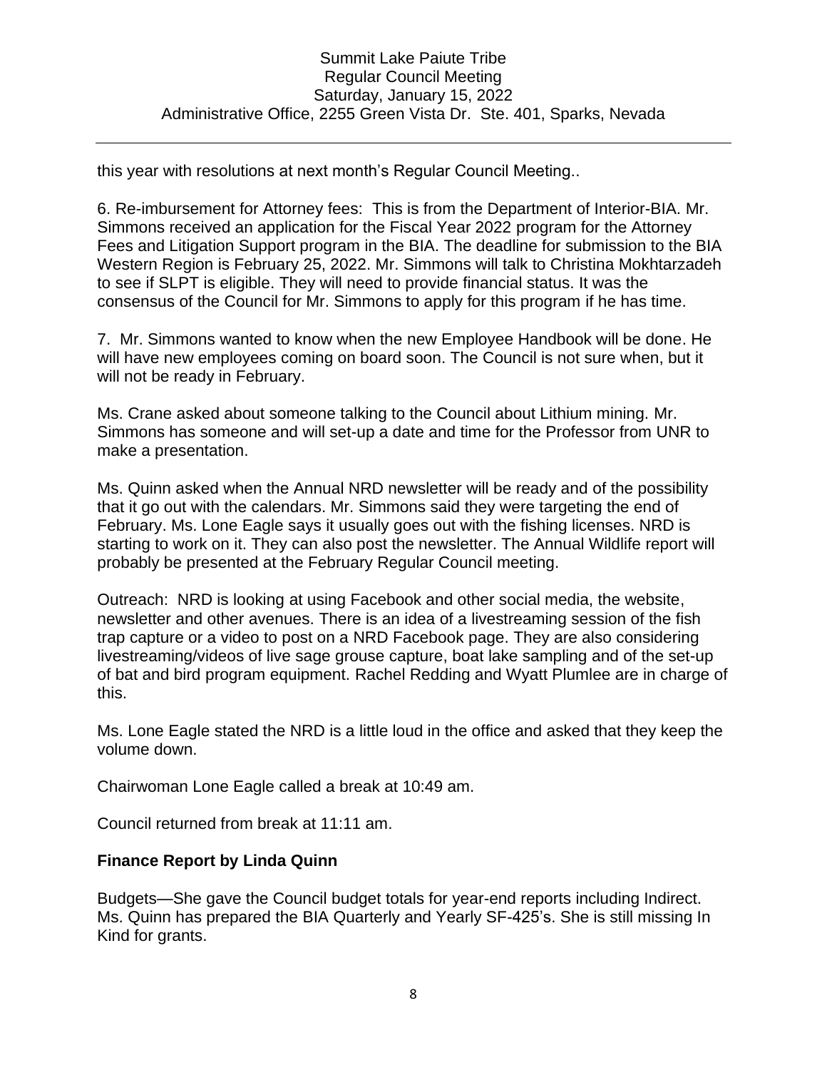this year with resolutions at next month's Regular Council Meeting..

6. Re-imbursement for Attorney fees: This is from the Department of Interior-BIA. Mr. Simmons received an application for the Fiscal Year 2022 program for the Attorney Fees and Litigation Support program in the BIA. The deadline for submission to the BIA Western Region is February 25, 2022. Mr. Simmons will talk to Christina Mokhtarzadeh to see if SLPT is eligible. They will need to provide financial status. It was the consensus of the Council for Mr. Simmons to apply for this program if he has time.

7. Mr. Simmons wanted to know when the new Employee Handbook will be done. He will have new employees coming on board soon. The Council is not sure when, but it will not be ready in February.

Ms. Crane asked about someone talking to the Council about Lithium mining. Mr. Simmons has someone and will set-up a date and time for the Professor from UNR to make a presentation.

Ms. Quinn asked when the Annual NRD newsletter will be ready and of the possibility that it go out with the calendars. Mr. Simmons said they were targeting the end of February. Ms. Lone Eagle says it usually goes out with the fishing licenses. NRD is starting to work on it. They can also post the newsletter. The Annual Wildlife report will probably be presented at the February Regular Council meeting.

Outreach: NRD is looking at using Facebook and other social media, the website, newsletter and other avenues. There is an idea of a livestreaming session of the fish trap capture or a video to post on a NRD Facebook page. They are also considering livestreaming/videos of live sage grouse capture, boat lake sampling and of the set-up of bat and bird program equipment. Rachel Redding and Wyatt Plumlee are in charge of this.

Ms. Lone Eagle stated the NRD is a little loud in the office and asked that they keep the volume down.

Chairwoman Lone Eagle called a break at 10:49 am.

Council returned from break at 11:11 am.

**Finance Report by Linda Quinn**

Budgets—She gave the Council budget totals for year-end reports including Indirect. Ms. Quinn has prepared the BIA Quarterly and Yearly SF-425's. She is still missing In Kind for grants.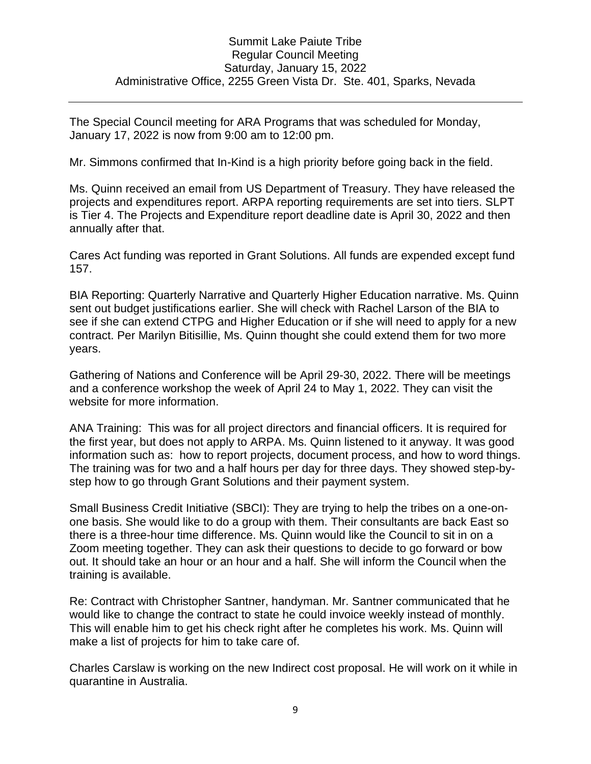The Special Council meeting for ARA Programs that was scheduled for Monday, January 17, 2022 is now from 9:00 am to 12:00 pm.

Mr. Simmons confirmed that In-Kind is a high priority before going back in the field.

Ms. Quinn received an email from US Department of Treasury. They have released the projects and expenditures report. ARPA reporting requirements are set into tiers. SLPT is Tier 4. The Projects and Expenditure report deadline date is April 30, 2022 and then annually after that.

Cares Act funding was reported in Grant Solutions. All funds are expended except fund 157.

BIA Reporting: Quarterly Narrative and Quarterly Higher Education narrative. Ms. Quinn sent out budget justifications earlier. She will check with Rachel Larson of the BIA to see if she can extend CTPG and Higher Education or if she will need to apply for a new contract. Per Marilyn Bitisillie, Ms. Quinn thought she could extend them for two more years.

Gathering of Nations and Conference will be April 29-30, 2022. There will be meetings and a conference workshop the week of April 24 to May 1, 2022. They can visit the website for more information.

ANA Training: This was for all project directors and financial officers. It is required for the first year, but does not apply to ARPA. Ms. Quinn listened to it anyway. It was good information such as: how to report projects, document process, and how to word things. The training was for two and a half hours per day for three days. They showed step-by-step how to go through Grant Solutions and their payment system.

Small Business Credit Initiative (SBCI): They are trying to help the tribes on a one-on-one basis. She would like to do a group with them. Their consultants are back East so there is a three-hour time difference. Ms. Quinn would like the Council to sit in on a Zoom meeting together. They can ask their questions to decide to go forward or bow out. It should take an hour or an hour and a half. She will inform the Council when the training is available.

Re: Contract with Christopher Santner, handyman. Mr. Santner communicated that he would like to change the contract to state he could invoice weekly instead of monthly. This will enable him to get his check right after he completes his work. Ms. Quinn will make a list of projects for him to take care of.

Charles Carslaw is working on the new Indirect cost proposal. He will work on it while in quarantine in Australia.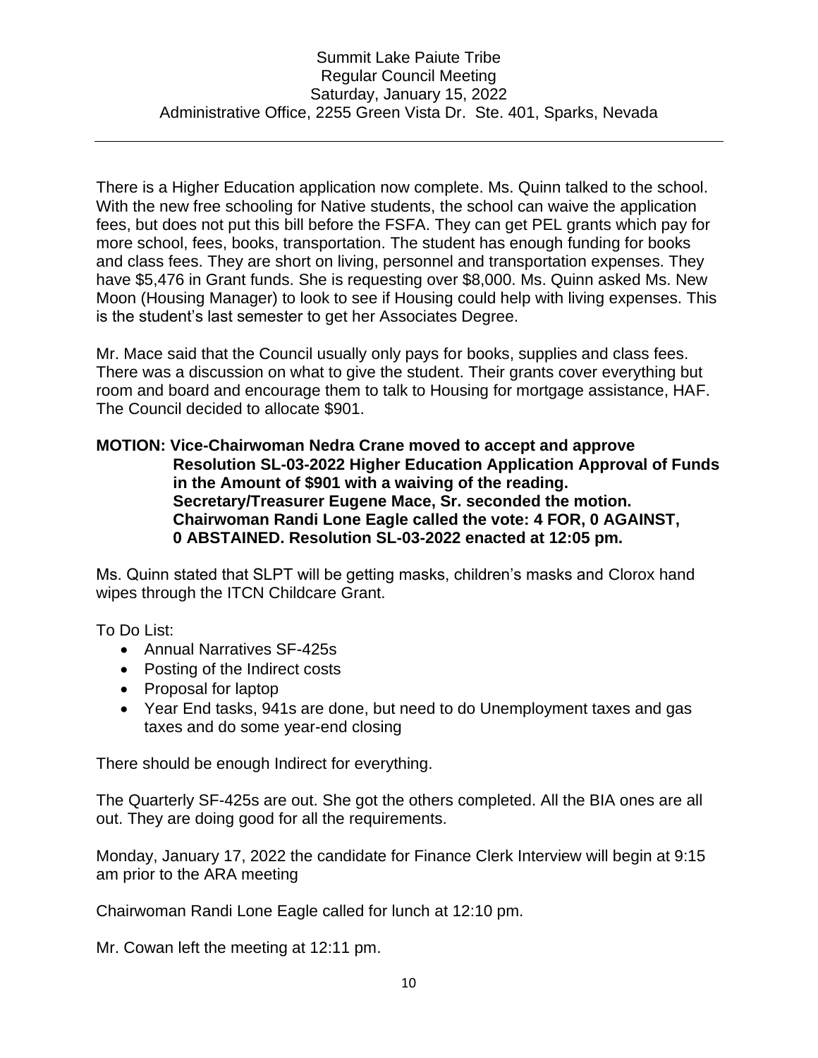There is a Higher Education application now complete. Ms. Quinn talked to the school. With the new free schooling for Native students, the school can waive the application fees, but does not put this bill before the FSFA. They can get PEL grants which pay for more school, fees, books, transportation. The student has enough funding for books and class fees. They are short on living, personnel and transportation expenses. They have $5,476 in Grant funds. She is requesting over $8,000. Ms. Quinn asked Ms. New Moon (Housing Manager) to look to see if Housing could help with living expenses. This is the student's last semester to get her Associates Degree.

Mr. Mace said that the Council usually only pays for books, supplies and class fees. There was a discussion on what to give the student. Their grants cover everything but room and board and encourage them to talk to Housing for mortgage assistance, HAF. The Council decided to allocate $901.

**MOTION: Vice-Chairwoman Nedra Crane moved to accept and approve Resolution SL-03-2022 Higher Education Application Approval of Funds in the Amount of $901 with a waiving of the reading. Secretary/Treasurer Eugene Mace, Sr. seconded the motion. Chairwoman Randi Lone Eagle called the vote: 4 FOR, 0 AGAINST, 0 ABSTAINED. Resolution SL-03-2022 enacted at 12:05 pm.**

Ms. Quinn stated that SLPT will be getting masks, children's masks and Clorox hand wipes through the ITCN Childcare Grant.

To Do List:

- Annual Narratives SF-425s
- Posting of the Indirect costs
- Proposal for laptop
- Year End tasks, 941s are done, but need to do Unemployment taxes and gas taxes and do some year-end closing

There should be enough Indirect for everything.

The Quarterly SF-425s are out. She got the others completed. All the BIA ones are all out. They are doing good for all the requirements.

Monday, January 17, 2022 the candidate for Finance Clerk Interview will begin at 9:15 am prior to the ARA meeting

Chairwoman Randi Lone Eagle called for lunch at 12:10 pm.

Mr. Cowan left the meeting at 12:11 pm.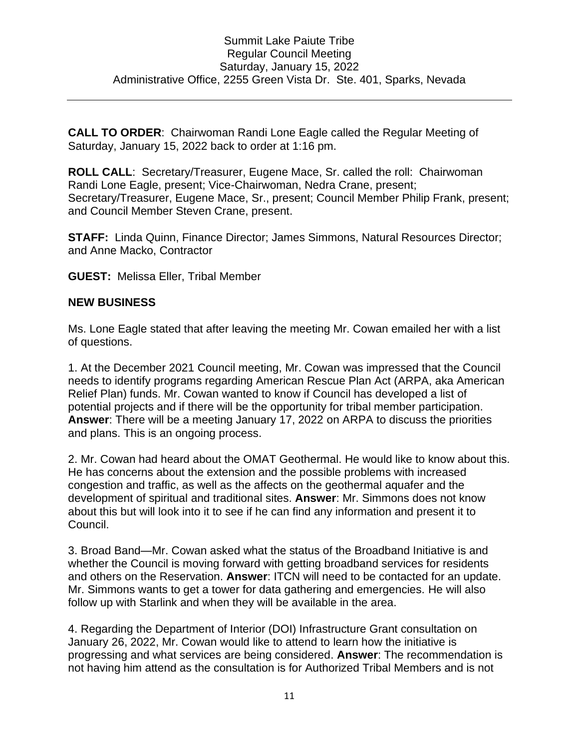Summit Lake Paiute Tribe
Regular Council Meeting
Saturday, January 15, 2022
Administrative Office, 2255 Green Vista Dr.  Ste. 401, Sparks, Nevada

---

**CALL TO ORDER**:  Chairwoman Randi Lone Eagle called the Regular Meeting of Saturday, January 15, 2022 back to order at 1:16 pm.

**ROLL CALL**:  Secretary/Treasurer, Eugene Mace, Sr. called the roll:  Chairwoman Randi Lone Eagle, present; Vice-Chairwoman, Nedra Crane, present; Secretary/Treasurer, Eugene Mace, Sr., present; Council Member Philip Frank, present; and Council Member Steven Crane, present.

**STAFF:**  Linda Quinn, Finance Director; James Simmons, Natural Resources Director; and Anne Macko, Contractor

**GUEST:**  Melissa Eller, Tribal Member

## NEW BUSINESS

Ms. Lone Eagle stated that after leaving the meeting Mr. Cowan emailed her with a list of questions.

1. At the December 2021 Council meeting, Mr. Cowan was impressed that the Council needs to identify programs regarding American Rescue Plan Act (ARPA, aka American Relief Plan) funds. Mr. Cowan wanted to know if Council has developed a list of potential projects and if there will be the opportunity for tribal member participation. **Answer**: There will be a meeting January 17, 2022 on ARPA to discuss the priorities and plans. This is an ongoing process.

2. Mr. Cowan had heard about the OMAT Geothermal. He would like to know about this. He has concerns about the extension and the possible problems with increased congestion and traffic, as well as the affects on the geothermal aquafer and the development of spiritual and traditional sites. **Answer**: Mr. Simmons does not know about this but will look into it to see if he can find any information and present it to Council.

3. Broad Band—Mr. Cowan asked what the status of the Broadband Initiative is and whether the Council is moving forward with getting broadband services for residents and others on the Reservation. **Answer**: ITCN will need to be contacted for an update. Mr. Simmons wants to get a tower for data gathering and emergencies. He will also follow up with Starlink and when they will be available in the area.

4. Regarding the Department of Interior (DOI) Infrastructure Grant consultation on January 26, 2022, Mr. Cowan would like to attend to learn how the initiative is progressing and what services are being considered. **Answer**: The recommendation is not having him attend as the consultation is for Authorized Tribal Members and is not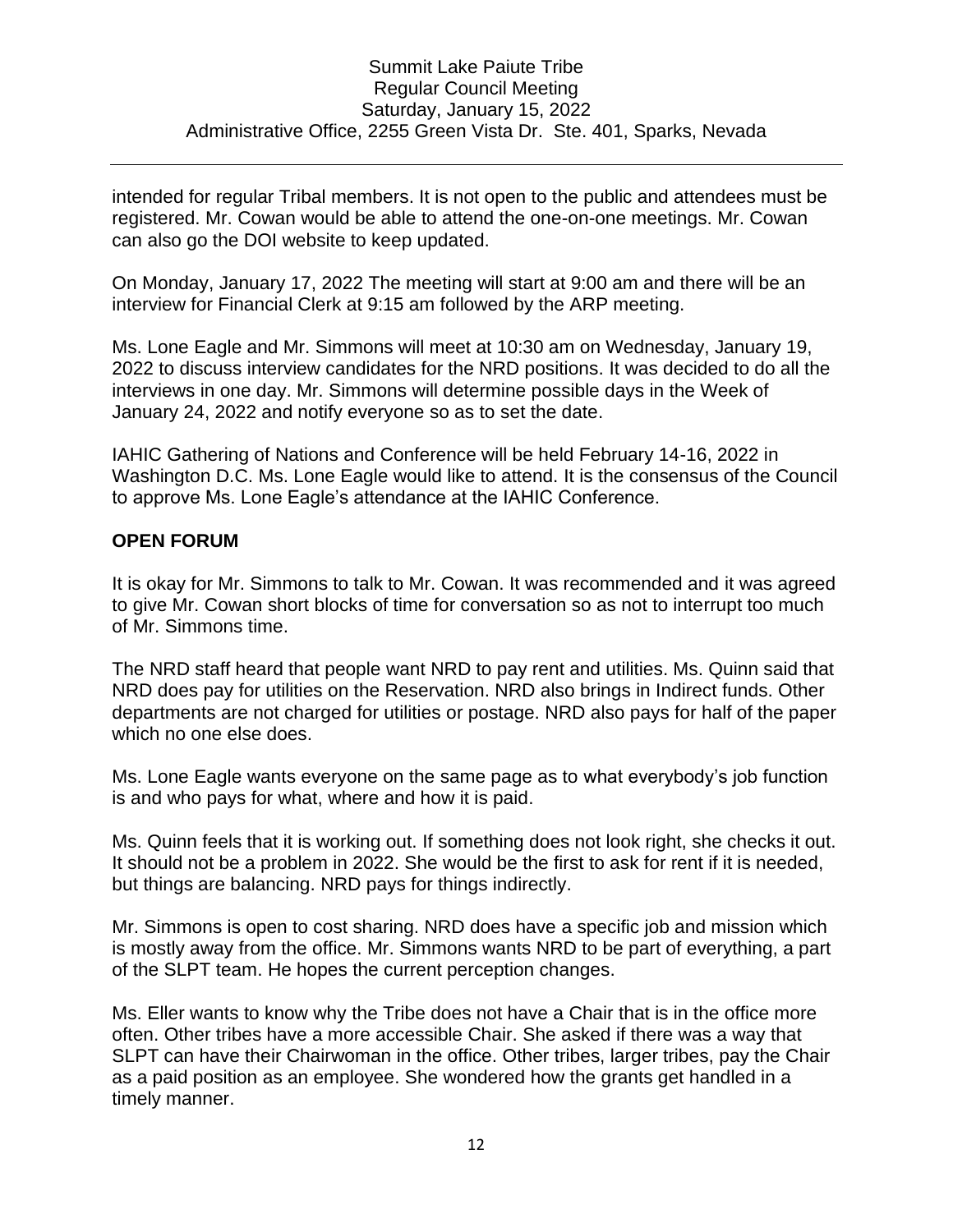intended for regular Tribal members. It is not open to the public and attendees must be registered. Mr. Cowan would be able to attend the one-on-one meetings. Mr. Cowan can also go the DOI website to keep updated.

On Monday, January 17, 2022 The meeting will start at 9:00 am and there will be an interview for Financial Clerk at 9:15 am followed by the ARP meeting.

Ms. Lone Eagle and Mr. Simmons will meet at 10:30 am on Wednesday, January 19, 2022 to discuss interview candidates for the NRD positions. It was decided to do all the interviews in one day. Mr. Simmons will determine possible days in the Week of January 24, 2022 and notify everyone so as to set the date.

IAHIC Gathering of Nations and Conference will be held February 14-16, 2022 in Washington D.C. Ms. Lone Eagle would like to attend. It is the consensus of the Council to approve Ms. Lone Eagle's attendance at the IAHIC Conference.

**OPEN FORUM**

It is okay for Mr. Simmons to talk to Mr. Cowan. It was recommended and it was agreed to give Mr. Cowan short blocks of time for conversation so as not to interrupt too much of Mr. Simmons time.

The NRD staff heard that people want NRD to pay rent and utilities. Ms. Quinn said that NRD does pay for utilities on the Reservation. NRD also brings in Indirect funds. Other departments are not charged for utilities or postage. NRD also pays for half of the paper which no one else does.

Ms. Lone Eagle wants everyone on the same page as to what everybody's job function is and who pays for what, where and how it is paid.

Ms. Quinn feels that it is working out. If something does not look right, she checks it out. It should not be a problem in 2022. She would be the first to ask for rent if it is needed, but things are balancing. NRD pays for things indirectly.

Mr. Simmons is open to cost sharing. NRD does have a specific job and mission which is mostly away from the office. Mr. Simmons wants NRD to be part of everything, a part of the SLPT team. He hopes the current perception changes.

Ms. Eller wants to know why the Tribe does not have a Chair that is in the office more often. Other tribes have a more accessible Chair. She asked if there was a way that SLPT can have their Chairwoman in the office. Other tribes, larger tribes, pay the Chair as a paid position as an employee. She wondered how the grants get handled in a timely manner.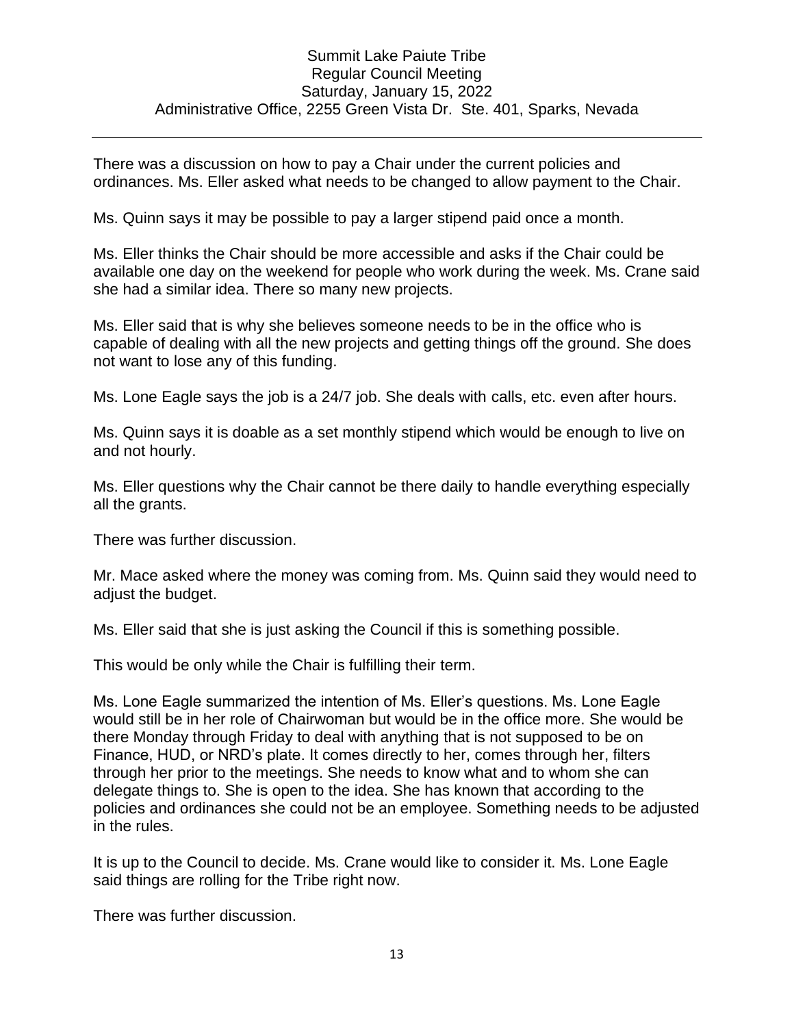There was a discussion on how to pay a Chair under the current policies and ordinances. Ms. Eller asked what needs to be changed to allow payment to the Chair.

Ms. Quinn says it may be possible to pay a larger stipend paid once a month.

Ms. Eller thinks the Chair should be more accessible and asks if the Chair could be available one day on the weekend for people who work during the week. Ms. Crane said she had a similar idea. There so many new projects.

Ms. Eller said that is why she believes someone needs to be in the office who is capable of dealing with all the new projects and getting things off the ground. She does not want to lose any of this funding.

Ms. Lone Eagle says the job is a 24/7 job. She deals with calls, etc. even after hours.

Ms. Quinn says it is doable as a set monthly stipend which would be enough to live on and not hourly.

Ms. Eller questions why the Chair cannot be there daily to handle everything especially all the grants.

There was further discussion.

Mr. Mace asked where the money was coming from. Ms. Quinn said they would need to adjust the budget.

Ms. Eller said that she is just asking the Council if this is something possible.

This would be only while the Chair is fulfilling their term.

Ms. Lone Eagle summarized the intention of Ms. Eller's questions. Ms. Lone Eagle would still be in her role of Chairwoman but would be in the office more. She would be there Monday through Friday to deal with anything that is not supposed to be on Finance, HUD, or NRD's plate. It comes directly to her, comes through her, filters through her prior to the meetings. She needs to know what and to whom she can delegate things to. She is open to the idea. She has known that according to the policies and ordinances she could not be an employee. Something needs to be adjusted in the rules.

It is up to the Council to decide. Ms. Crane would like to consider it. Ms. Lone Eagle said things are rolling for the Tribe right now.

There was further discussion.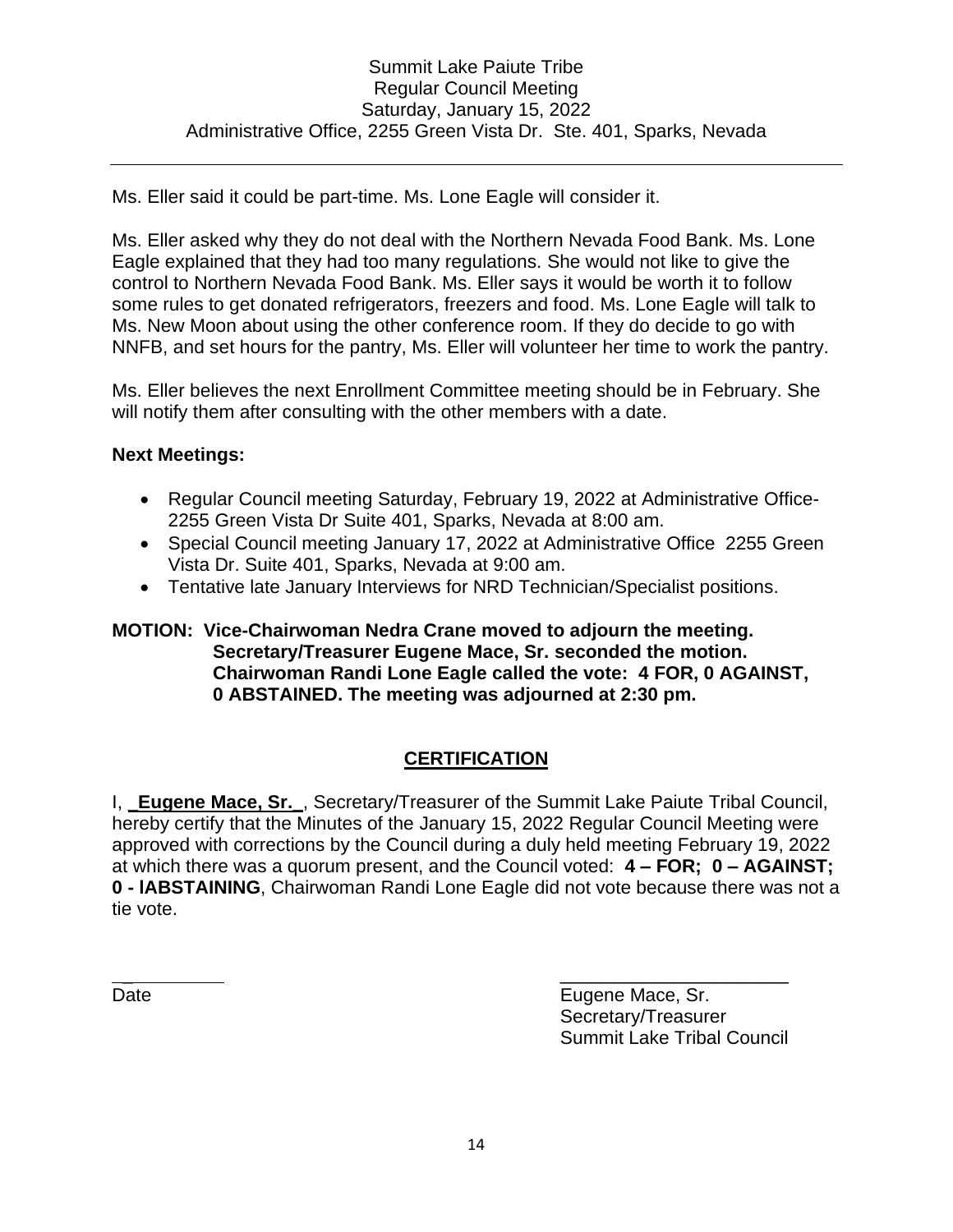Ms. Eller said it could be part-time. Ms. Lone Eagle will consider it.

Ms. Eller asked why they do not deal with the Northern Nevada Food Bank. Ms. Lone Eagle explained that they had too many regulations. She would not like to give the control to Northern Nevada Food Bank. Ms. Eller says it would be worth it to follow some rules to get donated refrigerators, freezers and food. Ms. Lone Eagle will talk to Ms. New Moon about using the other conference room. If they do decide to go with NNFB, and set hours for the pantry, Ms. Eller will volunteer her time to work the pantry.

Ms. Eller believes the next Enrollment Committee meeting should be in February. She will notify them after consulting with the other members with a date.

**Next Meetings:**

- Regular Council meeting Saturday, February 19, 2022 at Administrative Office- 2255 Green Vista Dr Suite 401, Sparks, Nevada at 8:00 am.
- Special Council meeting January 17, 2022 at Administrative Office 2255 Green Vista Dr. Suite 401, Sparks, Nevada at 9:00 am.
- Tentative late January Interviews for NRD Technician/Specialist positions.

**MOTION: Vice-Chairwoman Nedra Crane moved to adjourn the meeting. Secretary/Treasurer Eugene Mace, Sr. seconded the motion. Chairwoman Randi Lone Eagle called the vote: 4 FOR, 0 AGAINST, 0 ABSTAINED. The meeting was adjourned at 2:30 pm.**

## CERTIFICATION

I, **Eugene Mace, Sr.**, Secretary/Treasurer of the Summit Lake Paiute Tribal Council, hereby certify that the Minutes of the January 15, 2022 Regular Council Meeting were approved with corrections by the Council during a duly held meeting February 19, 2022 at which there was a quorum present, and the Council voted: **4 – FOR; 0 – AGAINST; 0 - IABSTAINING**, Chairwoman Randi Lone Eagle did not vote because there was not a tie vote.

Date

Eugene Mace, Sr.
Secretary/Treasurer
Summit Lake Tribal Council